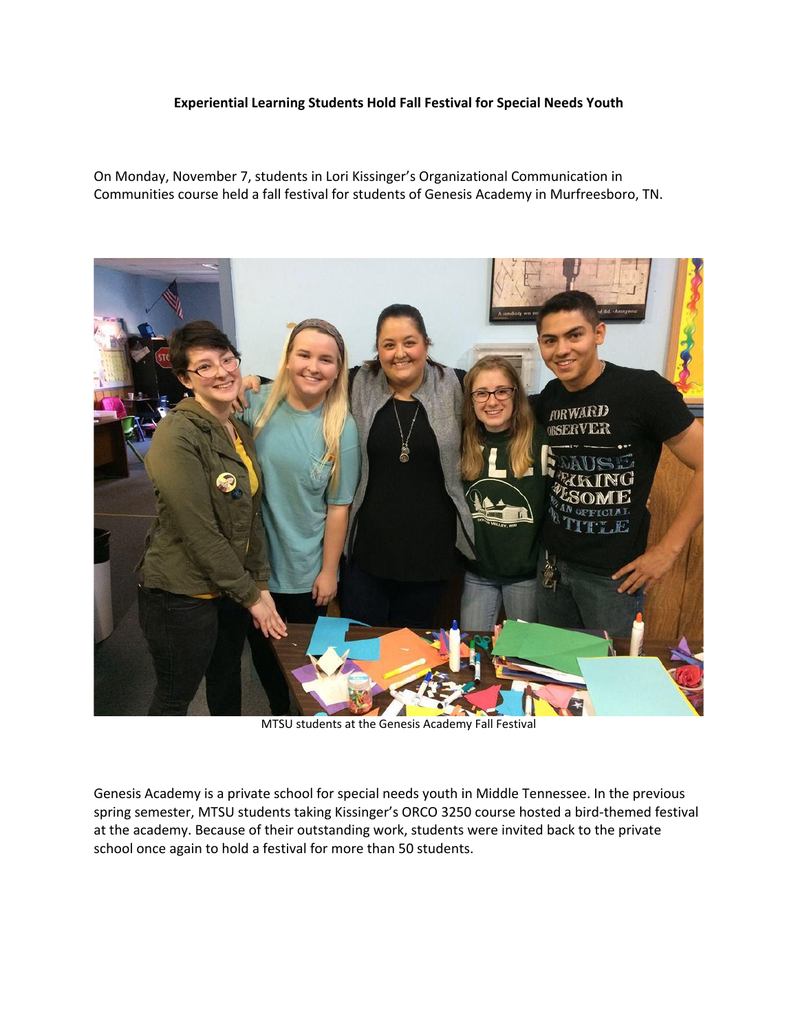**Experiential Learning Students Hold Fall Festival for Special Needs Youth**

On Monday, November 7, students in Lori Kissinger's Organizational Communication in Communities course held a fall festival for students of Genesis Academy in Murfreesboro, TN.

MTSU students at the Genesis Academy Fall Festival

Genesis Academy is a private school for special needs youth in Middle Tennessee. In the previous spring semester, MTSU students taking Kissinger's ORCO 3250 course hosted a bird-themed festival at the academy. Because of their outstanding work, students were invited back to the private school once again to hold a festival for more than 50 students.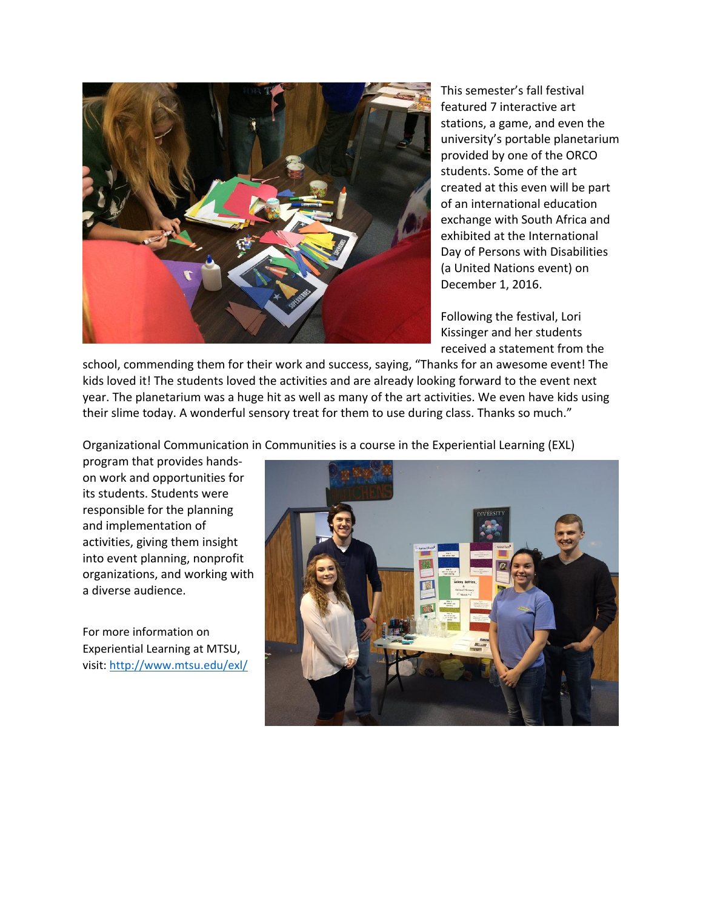This semester's fall festival featured 7 interactive art stations, a game, and even the university's portable planetarium provided by one of the ORCO students. Some of the art created at this even will be part of an international education exchange with South Africa and exhibited at the International Day of Persons with Disabilities (a United Nations event) on December 1, 2016.

Following the festival, Lori Kissinger and her students received a statement from the school, commending them for their work and success, saying, "Thanks for an awesome event! The kids loved it! The students loved the activities and are already looking forward to the event next year. The planetarium was a huge hit as well as many of the art activities. We even have kids using their slime today. A wonderful sensory treat for them to use during class. Thanks so much."

Organizational Communication in Communities is a course in the Experiential Learning (EXL) program that provides hands-on work and opportunities for its students. Students were responsible for the planning and implementation of activities, giving them insight into event planning, nonprofit organizations, and working with a diverse audience.

For more information on Experiential Learning at MTSU, visit: http://www.mtsu.edu/exl/